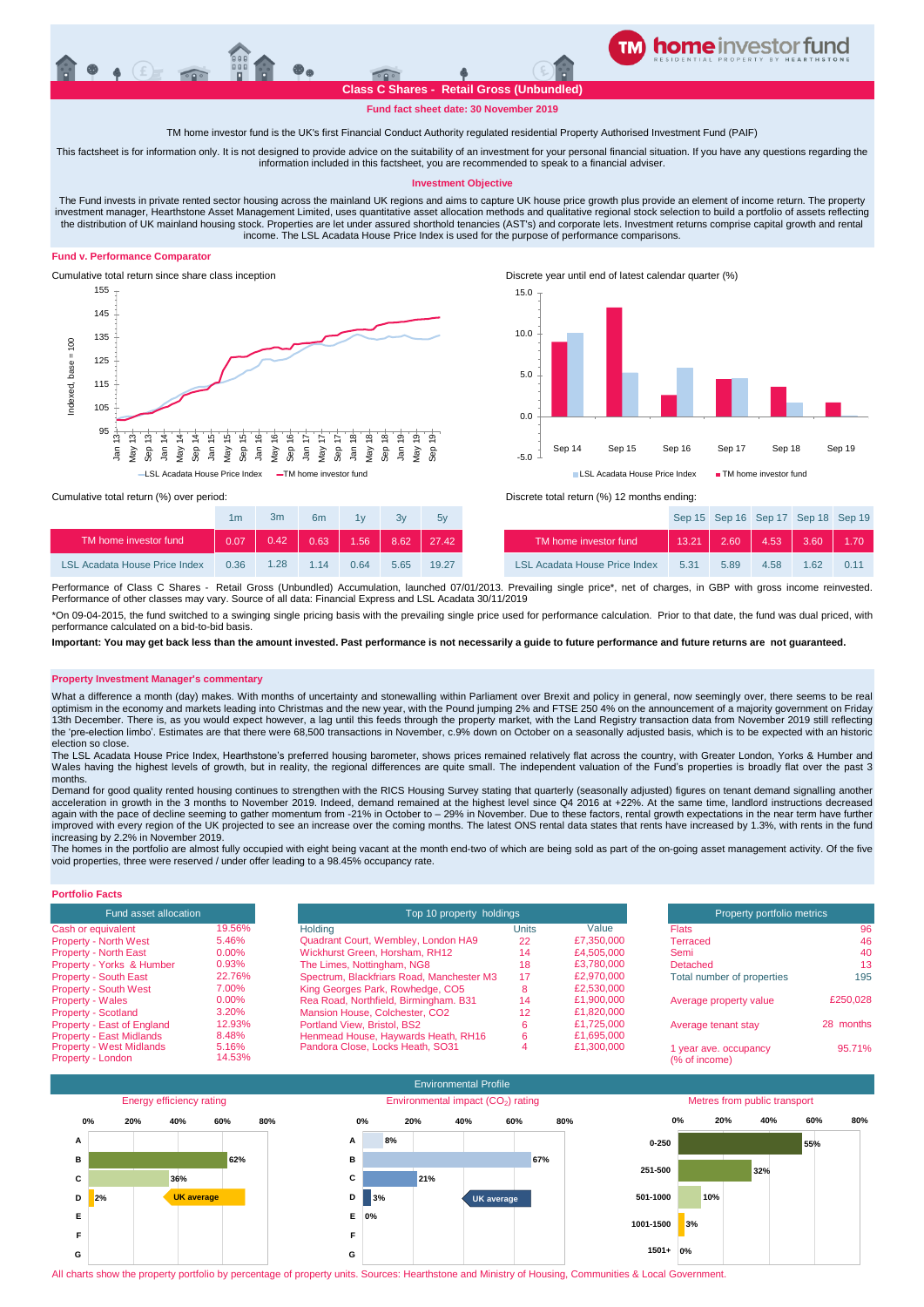# Class C Shares - Retail Gross (Unbundled)

**Fund fact sheet date: 30 November 2019**

TM home investor fund is the UK's first Financial Conduct Authority regulated residential Property Authorised Investment Fund (PAIF)

This factsheet is for information only. It is not designed to provide advice on the suitability of an investment for your personal financial situation. If you have any questions regarding the information included in this factsheet, you are recommended to speak to a financial adviser.

## Investment Objective

The Fund invests in private rented sector housing across the mainland UK regions and aims to capture UK house price growth plus provide an element of income return. The property investment manager, Hearthstone Asset Management Limited, uses quantitative asset allocation methods and qualitative regional stock selection to build a portfolio of assets reflecting the distribution of UK mainland housing stock. Properties are let under assured shorthold tenancies (AST's) and corporate lets. Investment returns comprise capital growth and rental income. The LSL Acadata House Price Index is used for the purpose of performance comparisons.

## Fund v. Performance Comparator

Cumulative total return since share class inception

Discrete year until end of latest calendar quarter (%)

Cumulative total return (%) over period:

| | 1m | 3m | 6m | 1y | 3y | 5y |
|---|---|---|---|---|---|---|
| TM home investor fund | 0.07 | 0.42 | 0.63 | 1.56 | 8.62 | 27.42 |
| LSL Acadata House Price Index | 0.36 | 1.28 | 1.14 | 0.64 | 5.65 | 19.27 |

Discrete total return (%) 12 months ending:

| | Sep 15 | Sep 16 | Sep 17 | Sep 18 | Sep 19 |
|---|---|---|---|---|---|
| TM home investor fund | 13.21 | 2.60 | 4.53 | 3.60 | 1.70 |
| LSL Acadata House Price Index | 5.31 | 5.89 | 4.58 | 1.62 | 0.11 |

Performance of Class C Shares - Retail Gross (Unbundled) Accumulation, launched 07/01/2013. Prevailing single price*, net of charges, in GBP with gross income reinvested. Performance of other classes may vary. Source of all data: Financial Express and LSL Acadata 30/11/2019

*On 09-04-2015, the fund switched to a swinging single pricing basis with the prevailing single price used for performance calculation. Prior to that date, the fund was dual priced, with performance calculated on a bid-to-bid basis.

**Important: You may get back less than the amount invested. Past performance is not necessarily a guide to future performance and future returns are not guaranteed.**

## Property Investment Manager's commentary

What a difference a month (day) makes. With months of uncertainty and stonewalling within Parliament over Brexit and policy in general, now seemingly over, there seems to be real optimism in the economy and markets leading into Christmas and the new year, with the Pound jumping 2% and FTSE 250 4% on the announcement of a majority government on Friday 13th December. There is, as you would expect however, a lag until this feeds through the property market, with the Land Registry transaction data from November 2019 still reflecting the 'pre-election limbo'. Estimates are that there were 68,500 transactions in November, c.9% down on October on a seasonally adjusted basis, which is to be expected with an historic election so close.

The LSL Acadata House Price Index, Hearthstone's preferred housing barometer, shows prices remained relatively flat across the country, with Greater London, Yorks & Humber and Wales having the highest levels of growth, but in reality, the regional differences are quite small. The independent valuation of the Fund's properties is broadly flat over the past 3 months.

Demand for good quality rented housing continues to strengthen with the RICS Housing Survey stating that quarterly (seasonally adjusted) figures on tenant demand signalling another acceleration in growth in the 3 months to November 2019. Indeed, demand remained at the highest level since Q4 2016 at +22%. At the same time, landlord instructions decreased again with the pace of decline seeming to gather momentum from -21% in October to – 29% in November. Due to these factors, rental growth expectations in the near term have further improved with every region of the UK projected to see an increase over the coming months. The latest ONS rental data states that rents have increased by 1.3%, with rents in the fund increasing by 2.2% in November 2019.

The homes in the portfolio are almost fully occupied with eight being vacant at the month end-two of which are being sold as part of the on-going asset management activity. Of the five void properties, three were reserved / under offer leading to a 98.45% occupancy rate.

## Portfolio Facts

| Fund asset allocation | |
|---|---|
| Cash or equivalent | 19.56% |
| Property - North West | 5.46% |
| Property - North East | 0.00% |
| Property - Yorks & Humber | 0.93% |
| Property - South East | 22.76% |
| Property - South West | 7.00% |
| Property - Wales | 0.00% |
| Property - Scotland | 3.20% |
| Property - East of England | 12.93% |
| Property - East Midlands | 8.48% |
| Property - West Midlands | 5.16% |
| Property - London | 14.53% |

| Top 10 property holdings | Units | Value |
|---|---|---|
| Quadrant Court, Wembley, London HA9 | 22 | £7,350,000 |
| Wickhurst Green, Horsham, RH12 | 14 | £4,505,000 |
| The Limes, Nottingham, NG8 | 18 | £3,780,000 |
| Spectrum, Blackfriars Road, Manchester M3 | 17 | £2,970,000 |
| King Georges Park, Rowhedge, CO5 | 8 | £2,530,000 |
| Rea Road, Northfield, Birmingham. B31 | 14 | £1,900,000 |
| Mansion House, Colchester, CO2 | 12 | £1,820,000 |
| Portland View, Bristol, BS2 | 6 | £1,725,000 |
| Henmead House, Haywards Heath, RH16 | 6 | £1,695,000 |
| Pandora Close, Locks Heath, SO31 | 4 | £1,300,000 |

| Property portfolio metrics | |
|---|---|
| Flats | 96 |
| Terraced | 46 |
| Semi | 40 |
| Detached | 13 |
| Total number of properties | 195 |
| Average property value | £250,028 |
| Average tenant stay | 28 months |
| 1 year ave. occupancy (% of income) | 95.71% |

## Environmental Profile

| Energy efficiency rating | % |
|---|---|
| A | |
| B | 62% |
| C | 36% |
| D | 2% |
| E | |
| F | |
| G | |

UK average: D

| Environmental impact ($CO_2$) rating | % |
|---|---|
| A | 8% |
| B | 67% |
| C | 21% |
| D | 3% |
| E | 0% |
| F | |
| G | |

UK average: D

| Metres from public transport | % |
|---|---|
| 0-250 | 55% |
| 251-500 | 32% |
| 501-1000 | 10% |
| 1001-1500 | 3% |
| 1501+ | 0% |

All charts show the property portfolio by percentage of property units. Sources: Hearthstone and Ministry of Housing, Communities & Local Government.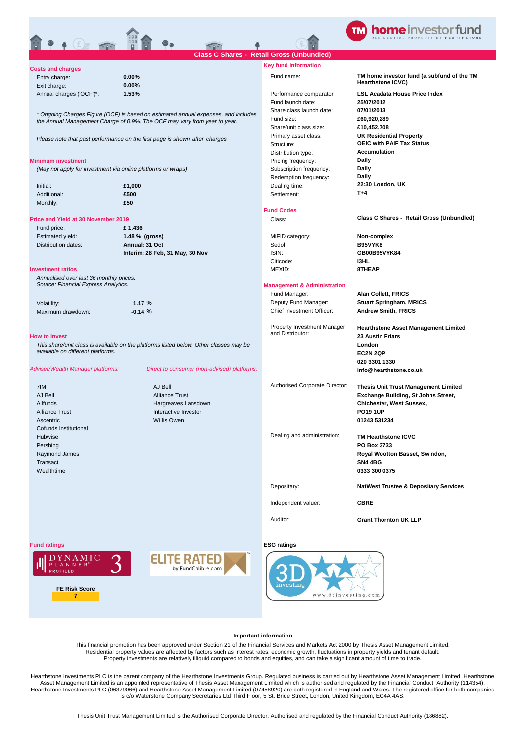TM home investor fund

RESIDENTIAL PROPERTY BY HEARTHSTONE

**Class C Shares - Retail Gross (Unbundled)**

## Costs and charges

| | |
|---|---|
| Entry charge: | **0.00%** |
| Exit charge: | **0.00%** |
| Annual charges ('OCF')*: | **1.53%** |

*\* Ongoing Charges Figure (OCF) is based on estimated annual expenses, and includes the Annual Management Charge of 0.9%. The OCF may vary from year to year.*

*Please note that past performance on the first page is shown after charges*

## Minimum investment

*(May not apply for investment via online platforms or wraps)*

| | |
|---|---|
| Initial: | **£1,000** |
| Additional: | **£500** |
| Monthly: | **£50** |

## Price and Yield at 30 November 2019

| | |
|---|---|
| Fund price: | **£ 1.436** |
| Estimated yield: | **1.48 % (gross)** |
| Distribution dates: | **Annual: 31 Oct** |
| | **Interim: 28 Feb, 31 May, 30 Nov** |

## Investment ratios

*Annualised over last 36 monthly prices.*
*Source: Financial Express Analytics.*

| | |
|---|---|
| Volatility: | **1.17 %** |
| Maximum drawdown: | **-0.14 %** |

## How to invest

*This share/unit class is available on the platforms listed below. Other classes may be available on different platforms.*

| *Adviser/Wealth Manager platforms:* | *Direct to consumer (non-advised) platforms:* |
|---|---|
| 7IM | AJ Bell |
| AJ Bell | Alliance Trust |
| Allfunds | Hargreaves Lansdown |
| Alliance Trust | Interactive Investor |
| Ascentric | Willis Owen |
| Cofunds Institutional | |
| Hubwise | |
| Pershing | |
| Raymond James | |
| Transact | |
| Wealthtime | |

## Key fund information

| | |
|---|---|
| Fund name: | **TM home investor fund (a subfund of the TM Hearthstone ICVC)** |
| Performance comparator: | **LSL Acadata House Price Index** |
| Fund launch date: | **25/07/2012** |
| Share class launch date: | **07/01/2013** |
| Fund size: | **£60,920,289** |
| Share/unit class size: | **£10,452,708** |
| Primary asset class: | **UK Residential Property** |
| Structure: | **OEIC with PAIF Tax Status** |
| Distribution type: | **Accumulation** |
| Pricing frequency: | **Daily** |
| Subscription frequency: | **Daily** |
| Redemption frequency: | **Daily** |
| Dealing time: | **22:30 London, UK** |
| Settlement: | **T+4** |

## Fund Codes

| | |
|---|---|
| Class: | **Class C Shares - Retail Gross (Unbundled)** |
| MiFID category: | **Non-complex** |
| Sedol: | **B95VYK8** |
| ISIN: | **GB00B95VYK84** |
| Citicode: | **I3HL** |
| MEXID: | **8THEAP** |

## Management & Administration

| | |
|---|---|
| Fund Manager: | **Alan Collett, FRICS** |
| Deputy Fund Manager: | **Stuart Springham, MRICS** |
| Chief Investment Officer: | **Andrew Smith, FRICS** |
| Property Investment Manager and Distributor: | **Hearthstone Asset Management Limited**<br>**23 Austin Friars**<br>**London**<br>**EC2N 2QP**<br>**020 3301 1330**<br>**info@hearthstone.co.uk** |
| Authorised Corporate Director: | **Thesis Unit Trust Management Limited**<br>**Exchange Building, St Johns Street,**<br>**Chichester, West Sussex,**<br>**PO19 1UP**<br>**01243 531234** |
| Dealing and administration: | **TM Hearthstone ICVC**<br>**PO Box 3733**<br>**Royal Wootton Basset, Swindon,**<br>**SN4 4BG**<br>**0333 300 0375** |
| Depositary: | **NatWest Trustee & Depositary Services** |
| Independent valuer: | **CBRE** |
| Auditor: | **Grant Thornton UK LLP** |

## Fund ratings

DYNAMIC PLANNER® PROFILED 3

ELITE RATED by FundCalibre.com

**FE Risk Score**
**7**

## ESG ratings

3D investing
www.3dinvesting.com

### Important information

This financial promotion has been approved under Section 21 of the Financial Services and Markets Act 2000 by Thesis Asset Management Limited.
Residential property values are affected by factors such as interest rates, economic growth, fluctuations in property yields and tenant default.
Property investments are relatively illiquid compared to bonds and equities, and can take a significant amount of time to trade.

Hearthstone Investments PLC is the parent company of the Hearthstone Investments Group. Regulated business is carried out by Hearthstone Asset Management Limited. Hearthstone Asset Management Limited is an appointed representative of Thesis Asset Management Limited which is authorised and regulated by the Financial Conduct Authority (114354). Hearthstone Investments PLC (06379066) and Hearthstone Asset Management Limited (07458920) are both registered in England and Wales. The registered office for both companies is c/o Waterstone Company Secretaries Ltd Third Floor, 5 St. Bride Street, London, United Kingdom, EC4A 4AS.

Thesis Unit Trust Management Limited is the Authorised Corporate Director. Authorised and regulated by the Financial Conduct Authority (186882).